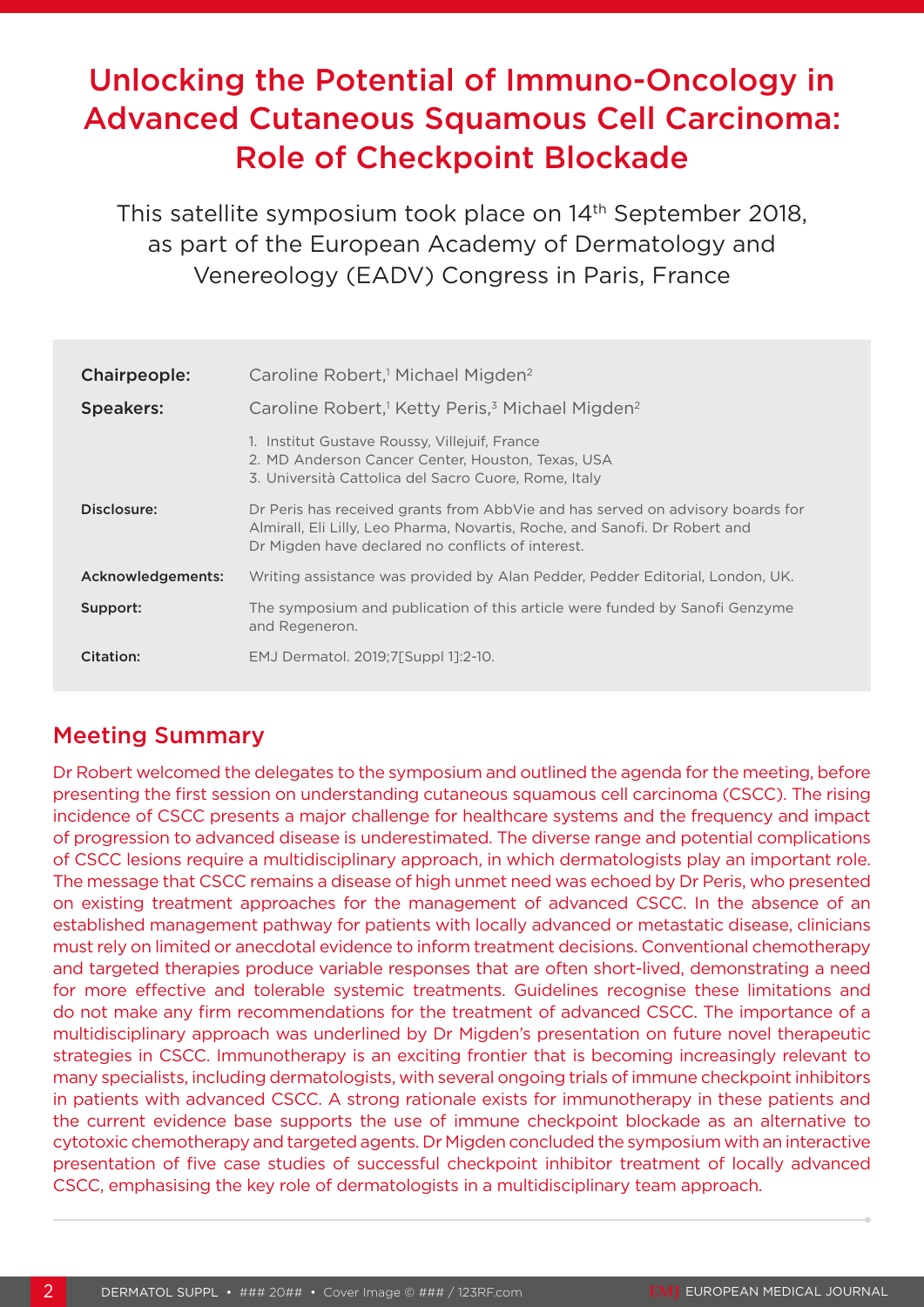# Unlocking the Potential of Immuno-Oncology in Advanced Cutaneous Squamous Cell Carcinoma: Role of Checkpoint Blockade

This satellite symposium took place on 14th September 2018, as part of the European Academy of Dermatology and Venereology (EADV) Congress in Paris, France

| | |
|---|---|
| **Chairpeople:** | Caroline Robert,[1] Michael Migden[2] |
| **Speakers:** | Caroline Robert,[1] Ketty Peris,[3] Michael Migden[2] |
| | 1. Institut Gustave Roussy, Villejuif, France<br>2. MD Anderson Cancer Center, Houston, Texas, USA<br>3. Università Cattolica del Sacro Cuore, Rome, Italy |
| **Disclosure:** | Dr Peris has received grants from AbbVie and has served on advisory boards for Almirall, Eli Lilly, Leo Pharma, Novartis, Roche, and Sanofi. Dr Robert and Dr Migden have declared no conflicts of interest. |
| **Acknowledgements:** | Writing assistance was provided by Alan Pedder, Pedder Editorial, London, UK. |
| **Support:** | The symposium and publication of this article were funded by Sanofi Genzyme and Regeneron. |
| **Citation:** | EMJ Dermatol. 2019;7[Suppl 1]:2-10. |

## Meeting Summary

Dr Robert welcomed the delegates to the symposium and outlined the agenda for the meeting, before presenting the first session on understanding cutaneous squamous cell carcinoma (CSCC). The rising incidence of CSCC presents a major challenge for healthcare systems and the frequency and impact of progression to advanced disease is underestimated. The diverse range and potential complications of CSCC lesions require a multidisciplinary approach, in which dermatologists play an important role. The message that CSCC remains a disease of high unmet need was echoed by Dr Peris, who presented on existing treatment approaches for the management of advanced CSCC. In the absence of an established management pathway for patients with locally advanced or metastatic disease, clinicians must rely on limited or anecdotal evidence to inform treatment decisions. Conventional chemotherapy and targeted therapies produce variable responses that are often short-lived, demonstrating a need for more effective and tolerable systemic treatments. Guidelines recognise these limitations and do not make any firm recommendations for the treatment of advanced CSCC. The importance of a multidisciplinary approach was underlined by Dr Migden's presentation on future novel therapeutic strategies in CSCC. Immunotherapy is an exciting frontier that is becoming increasingly relevant to many specialists, including dermatologists, with several ongoing trials of immune checkpoint inhibitors in patients with advanced CSCC. A strong rationale exists for immunotherapy in these patients and the current evidence base supports the use of immune checkpoint blockade as an alternative to cytotoxic chemotherapy and targeted agents. Dr Migden concluded the symposium with an interactive presentation of five case studies of successful checkpoint inhibitor treatment of locally advanced CSCC, emphasising the key role of dermatologists in a multidisciplinary team approach.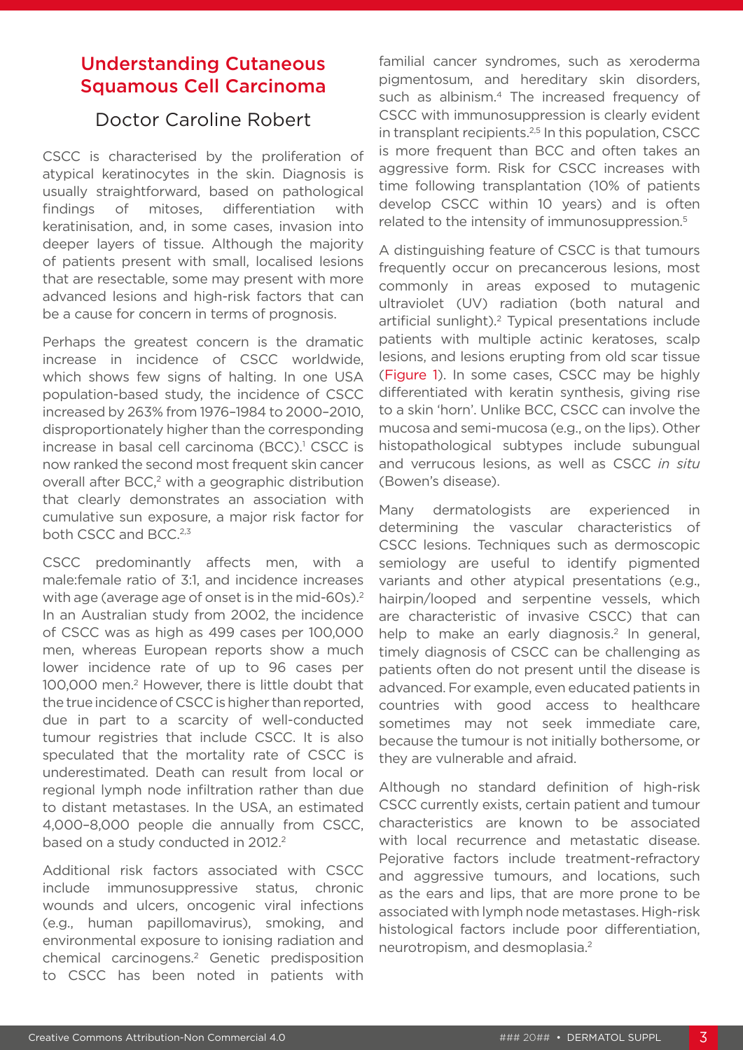## Understanding Cutaneous Squamous Cell Carcinoma

### Doctor Caroline Robert

CSCC is characterised by the proliferation of atypical keratinocytes in the skin. Diagnosis is usually straightforward, based on pathological findings of mitoses, differentiation with keratinisation, and, in some cases, invasion into deeper layers of tissue. Although the majority of patients present with small, localised lesions that are resectable, some may present with more advanced lesions and high-risk factors that can be a cause for concern in terms of prognosis.

Perhaps the greatest concern is the dramatic increase in incidence of CSCC worldwide, which shows few signs of halting. In one USA population-based study, the incidence of CSCC increased by 263% from 1976–1984 to 2000–2010, disproportionately higher than the corresponding increase in basal cell carcinoma (BCC).[1] CSCC is now ranked the second most frequent skin cancer overall after BCC,[2] with a geographic distribution that clearly demonstrates an association with cumulative sun exposure, a major risk factor for both CSCC and BCC.[2,3]

CSCC predominantly affects men, with a male:female ratio of 3:1, and incidence increases with age (average age of onset is in the mid-60s).[2] In an Australian study from 2002, the incidence of CSCC was as high as 499 cases per 100,000 men, whereas European reports show a much lower incidence rate of up to 96 cases per 100,000 men.[2] However, there is little doubt that the true incidence of CSCC is higher than reported, due in part to a scarcity of well-conducted tumour registries that include CSCC. It is also speculated that the mortality rate of CSCC is underestimated. Death can result from local or regional lymph node infiltration rather than due to distant metastases. In the USA, an estimated 4,000–8,000 people die annually from CSCC, based on a study conducted in 2012.[2]

Additional risk factors associated with CSCC include immunosuppressive status, chronic wounds and ulcers, oncogenic viral infections (e.g., human papillomavirus), smoking, and environmental exposure to ionising radiation and chemical carcinogens.[2] Genetic predisposition to CSCC has been noted in patients with familial cancer syndromes, such as xeroderma pigmentosum, and hereditary skin disorders, such as albinism.[4] The increased frequency of CSCC with immunosuppression is clearly evident in transplant recipients.[2,5] In this population, CSCC is more frequent than BCC and often takes an aggressive form. Risk for CSCC increases with time following transplantation (10% of patients develop CSCC within 10 years) and is often related to the intensity of immunosuppression.[5]

A distinguishing feature of CSCC is that tumours frequently occur on precancerous lesions, most commonly in areas exposed to mutagenic ultraviolet (UV) radiation (both natural and artificial sunlight).[2] Typical presentations include patients with multiple actinic keratoses, scalp lesions, and lesions erupting from old scar tissue (Figure 1). In some cases, CSCC may be highly differentiated with keratin synthesis, giving rise to a skin 'horn'. Unlike BCC, CSCC can involve the mucosa and semi-mucosa (e.g., on the lips). Other histopathological subtypes include subungual and verrucous lesions, as well as CSCC *in situ* (Bowen's disease).

Many dermatologists are experienced in determining the vascular characteristics of CSCC lesions. Techniques such as dermoscopic semiology are useful to identify pigmented variants and other atypical presentations (e.g., hairpin/looped and serpentine vessels, which are characteristic of invasive CSCC) that can help to make an early diagnosis.[2] In general, timely diagnosis of CSCC can be challenging as patients often do not present until the disease is advanced. For example, even educated patients in countries with good access to healthcare sometimes may not seek immediate care, because the tumour is not initially bothersome, or they are vulnerable and afraid.

Although no standard definition of high-risk CSCC currently exists, certain patient and tumour characteristics are known to be associated with local recurrence and metastatic disease. Pejorative factors include treatment-refractory and aggressive tumours, and locations, such as the ears and lips, that are more prone to be associated with lymph node metastases. High-risk histological factors include poor differentiation, neurotropism, and desmoplasia.[2]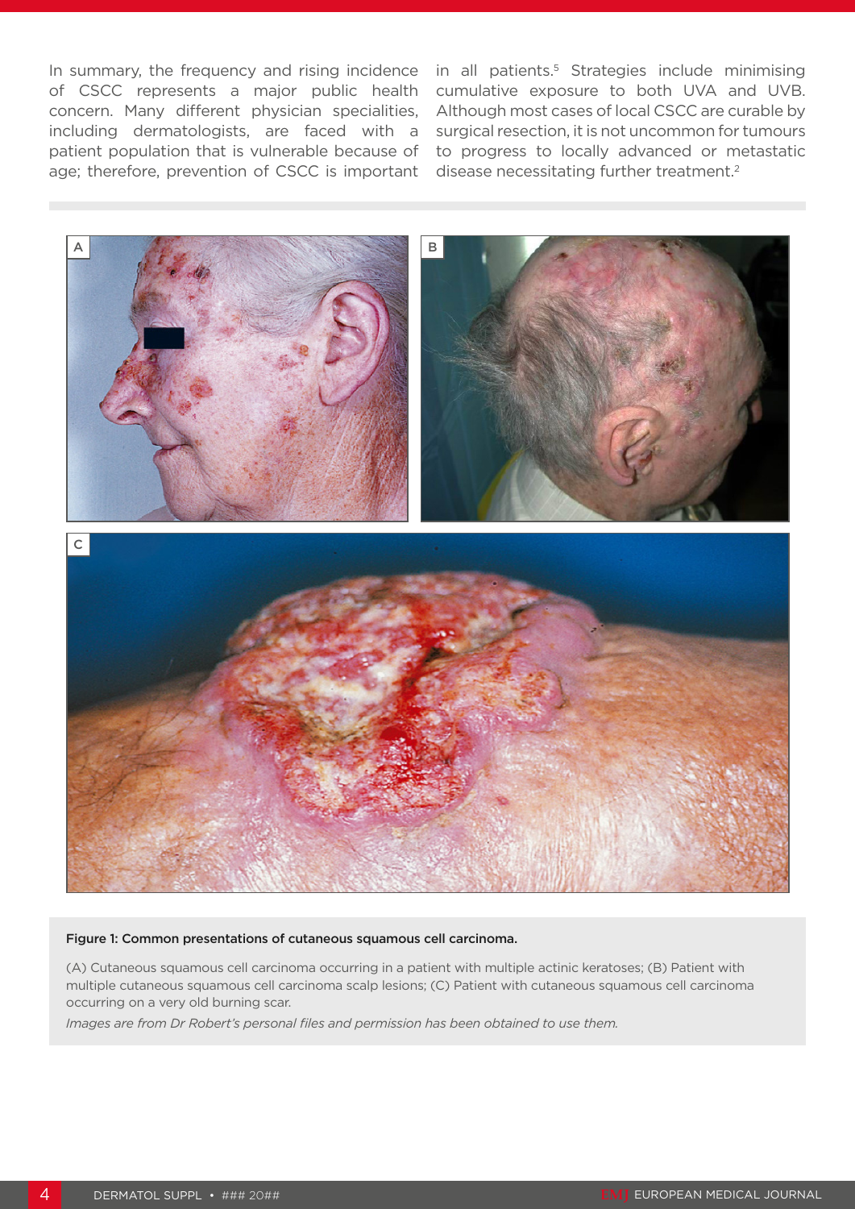In summary, the frequency and rising incidence of CSCC represents a major public health concern. Many different physician specialities, including dermatologists, are faced with a patient population that is vulnerable because of age; therefore, prevention of CSCC is important in all patients.[5] Strategies include minimising cumulative exposure to both UVA and UVB. Although most cases of local CSCC are curable by surgical resection, it is not uncommon for tumours to progress to locally advanced or metastatic disease necessitating further treatment.[2]

**Figure 1: Common presentations of cutaneous squamous cell carcinoma.**

(A) Cutaneous squamous cell carcinoma occurring in a patient with multiple actinic keratoses; (B) Patient with multiple cutaneous squamous cell carcinoma scalp lesions; (C) Patient with cutaneous squamous cell carcinoma occurring on a very old burning scar.

*Images are from Dr Robert's personal files and permission has been obtained to use them.*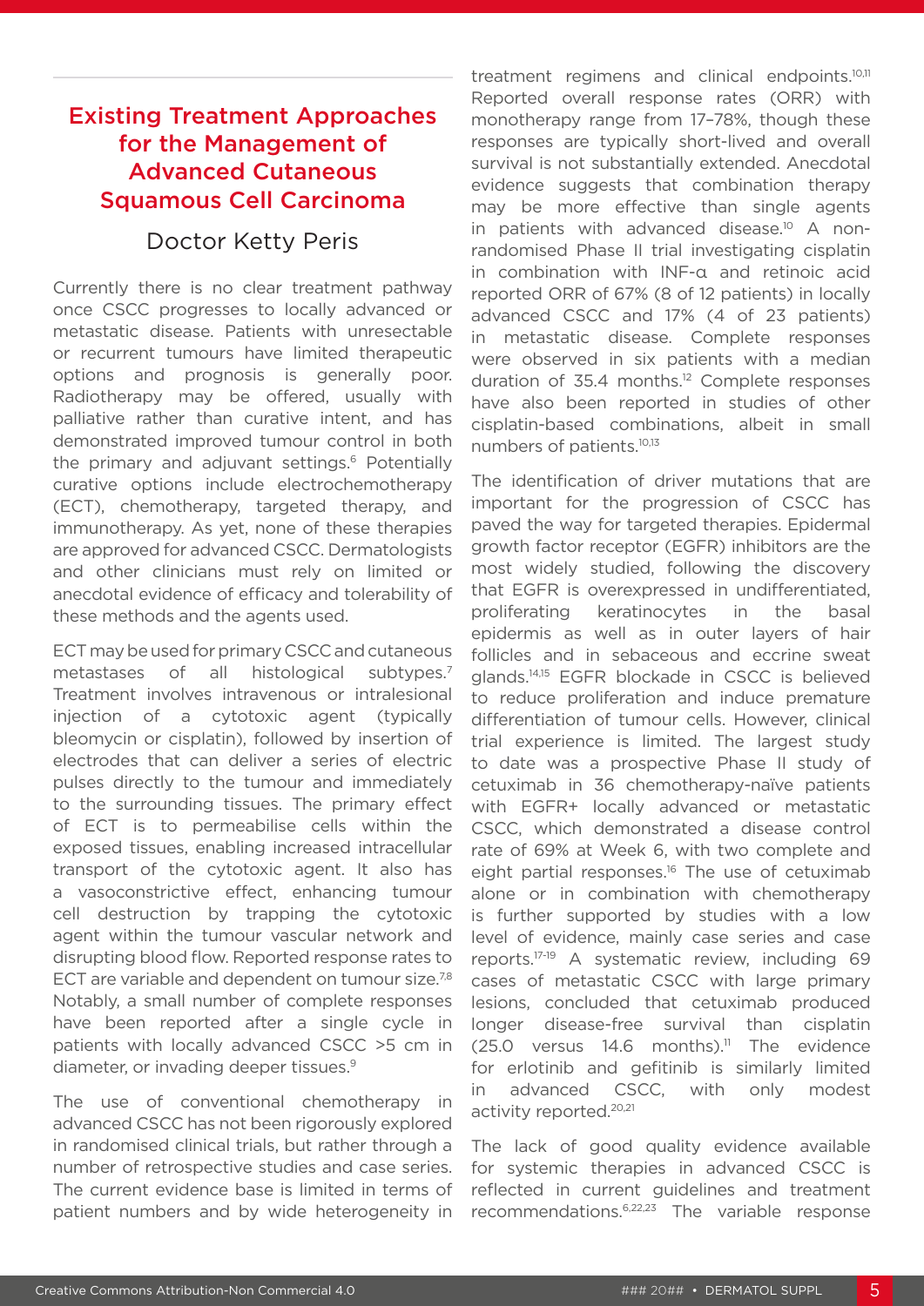# Existing Treatment Approaches for the Management of Advanced Cutaneous Squamous Cell Carcinoma

## Doctor Ketty Peris

Currently there is no clear treatment pathway once CSCC progresses to locally advanced or metastatic disease. Patients with unresectable or recurrent tumours have limited therapeutic options and prognosis is generally poor. Radiotherapy may be offered, usually with palliative rather than curative intent, and has demonstrated improved tumour control in both the primary and adjuvant settings.[6] Potentially curative options include electrochemotherapy (ECT), chemotherapy, targeted therapy, and immunotherapy. As yet, none of these therapies are approved for advanced CSCC. Dermatologists and other clinicians must rely on limited or anecdotal evidence of efficacy and tolerability of these methods and the agents used.

ECT may be used for primary CSCC and cutaneous metastases of all histological subtypes.[7] Treatment involves intravenous or intralesional injection of a cytotoxic agent (typically bleomycin or cisplatin), followed by insertion of electrodes that can deliver a series of electric pulses directly to the tumour and immediately to the surrounding tissues. The primary effect of ECT is to permeabilise cells within the exposed tissues, enabling increased intracellular transport of the cytotoxic agent. It also has a vasoconstrictive effect, enhancing tumour cell destruction by trapping the cytotoxic agent within the tumour vascular network and disrupting blood flow. Reported response rates to ECT are variable and dependent on tumour size.[7,8] Notably, a small number of complete responses have been reported after a single cycle in patients with locally advanced CSCC >5 cm in diameter, or invading deeper tissues.[9]

The use of conventional chemotherapy in advanced CSCC has not been rigorously explored in randomised clinical trials, but rather through a number of retrospective studies and case series. The current evidence base is limited in terms of patient numbers and by wide heterogeneity in treatment regimens and clinical endpoints.[10,11] Reported overall response rates (ORR) with monotherapy range from 17–78%, though these responses are typically short-lived and overall survival is not substantially extended. Anecdotal evidence suggests that combination therapy may be more effective than single agents in patients with advanced disease.[10] A non-randomised Phase II trial investigating cisplatin in combination with INF-α and retinoic acid reported ORR of 67% (8 of 12 patients) in locally advanced CSCC and 17% (4 of 23 patients) in metastatic disease. Complete responses were observed in six patients with a median duration of 35.4 months.[12] Complete responses have also been reported in studies of other cisplatin-based combinations, albeit in small numbers of patients.[10,13]

The identification of driver mutations that are important for the progression of CSCC has paved the way for targeted therapies. Epidermal growth factor receptor (EGFR) inhibitors are the most widely studied, following the discovery that EGFR is overexpressed in undifferentiated, proliferating keratinocytes in the basal epidermis as well as in outer layers of hair follicles and in sebaceous and eccrine sweat glands.[14,15] EGFR blockade in CSCC is believed to reduce proliferation and induce premature differentiation of tumour cells. However, clinical trial experience is limited. The largest study to date was a prospective Phase II study of cetuximab in 36 chemotherapy-naïve patients with EGFR+ locally advanced or metastatic CSCC, which demonstrated a disease control rate of 69% at Week 6, with two complete and eight partial responses.[16] The use of cetuximab alone or in combination with chemotherapy is further supported by studies with a low level of evidence, mainly case series and case reports.[17-19] A systematic review, including 69 cases of metastatic CSCC with large primary lesions, concluded that cetuximab produced longer disease-free survival than cisplatin (25.0 versus 14.6 months).[11] The evidence for erlotinib and gefitinib is similarly limited in advanced CSCC, with only modest activity reported.[20,21]

The lack of good quality evidence available for systemic therapies in advanced CSCC is reflected in current guidelines and treatment recommendations.[6,22,23] The variable response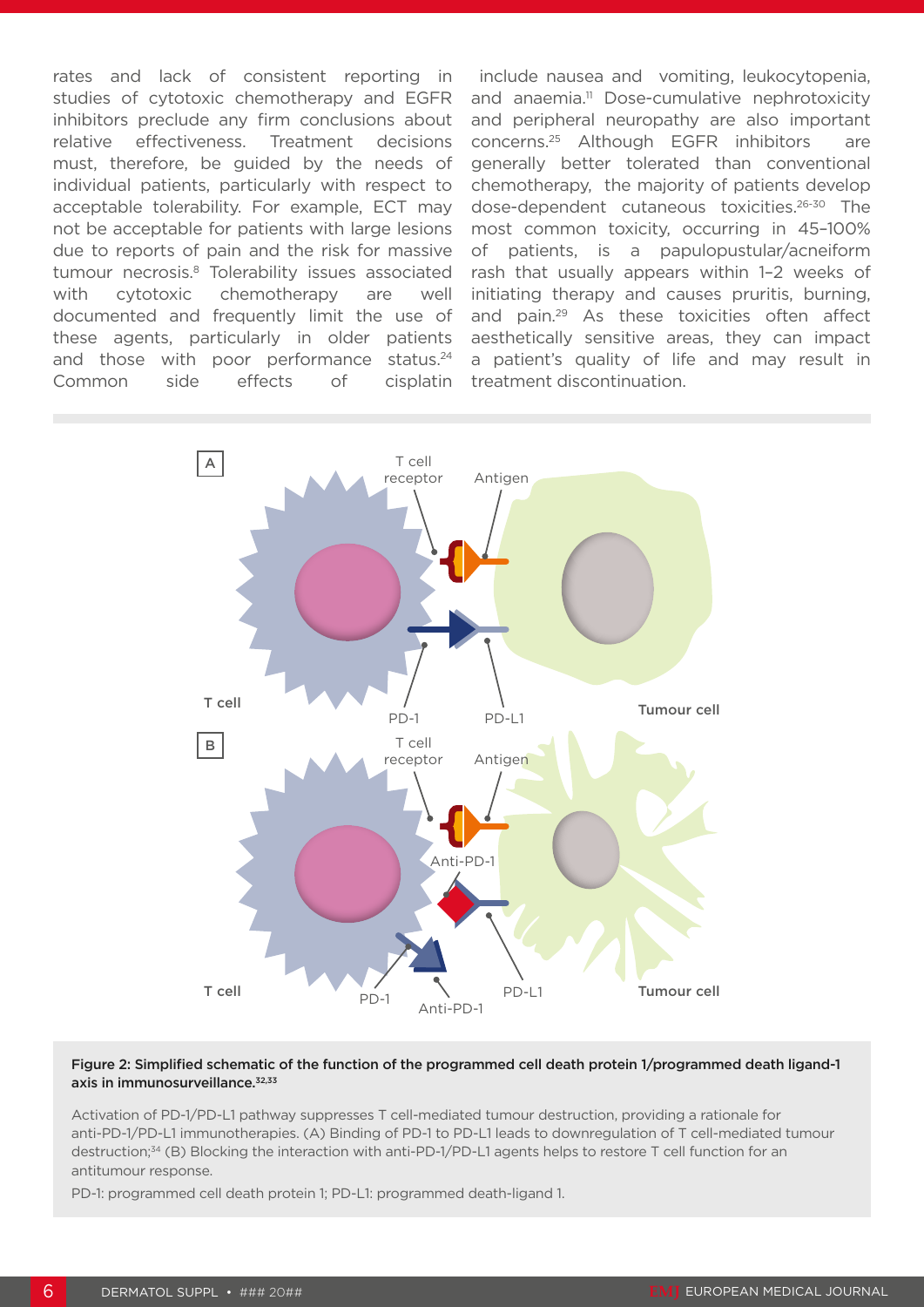rates and lack of consistent reporting in studies of cytotoxic chemotherapy and EGFR inhibitors preclude any firm conclusions about relative effectiveness. Treatment decisions must, therefore, be guided by the needs of individual patients, particularly with respect to acceptable tolerability. For example, ECT may not be acceptable for patients with large lesions due to reports of pain and the risk for massive tumour necrosis.[8] Tolerability issues associated with cytotoxic chemotherapy are well documented and frequently limit the use of these agents, particularly in older patients and those with poor performance status.[24] Common side effects of cisplatin include nausea and vomiting, leukocytopenia, and anaemia.[11] Dose-cumulative nephrotoxicity and peripheral neuropathy are also important concerns.[25] Although EGFR inhibitors are generally better tolerated than conventional chemotherapy, the majority of patients develop dose-dependent cutaneous toxicities.[26-30] The most common toxicity, occurring in 45–100% of patients, is a papulopustular/acneiform rash that usually appears within 1–2 weeks of initiating therapy and causes pruritis, burning, and pain.[29] As these toxicities often affect aesthetically sensitive areas, they can impact a patient's quality of life and may result in treatment discontinuation.

**Figure 2: Simplified schematic of the function of the programmed cell death protein 1/programmed death ligand-1 axis in immunosurveillance.[32,33]**

Activation of PD-1/PD-L1 pathway suppresses T cell-mediated tumour destruction, providing a rationale for anti-PD-1/PD-L1 immunotherapies. (A) Binding of PD-1 to PD-L1 leads to downregulation of T cell-mediated tumour destruction;[34] (B) Blocking the interaction with anti-PD-1/PD-L1 agents helps to restore T cell function for an antitumour response.

PD-1: programmed cell death protein 1; PD-L1: programmed death-ligand 1.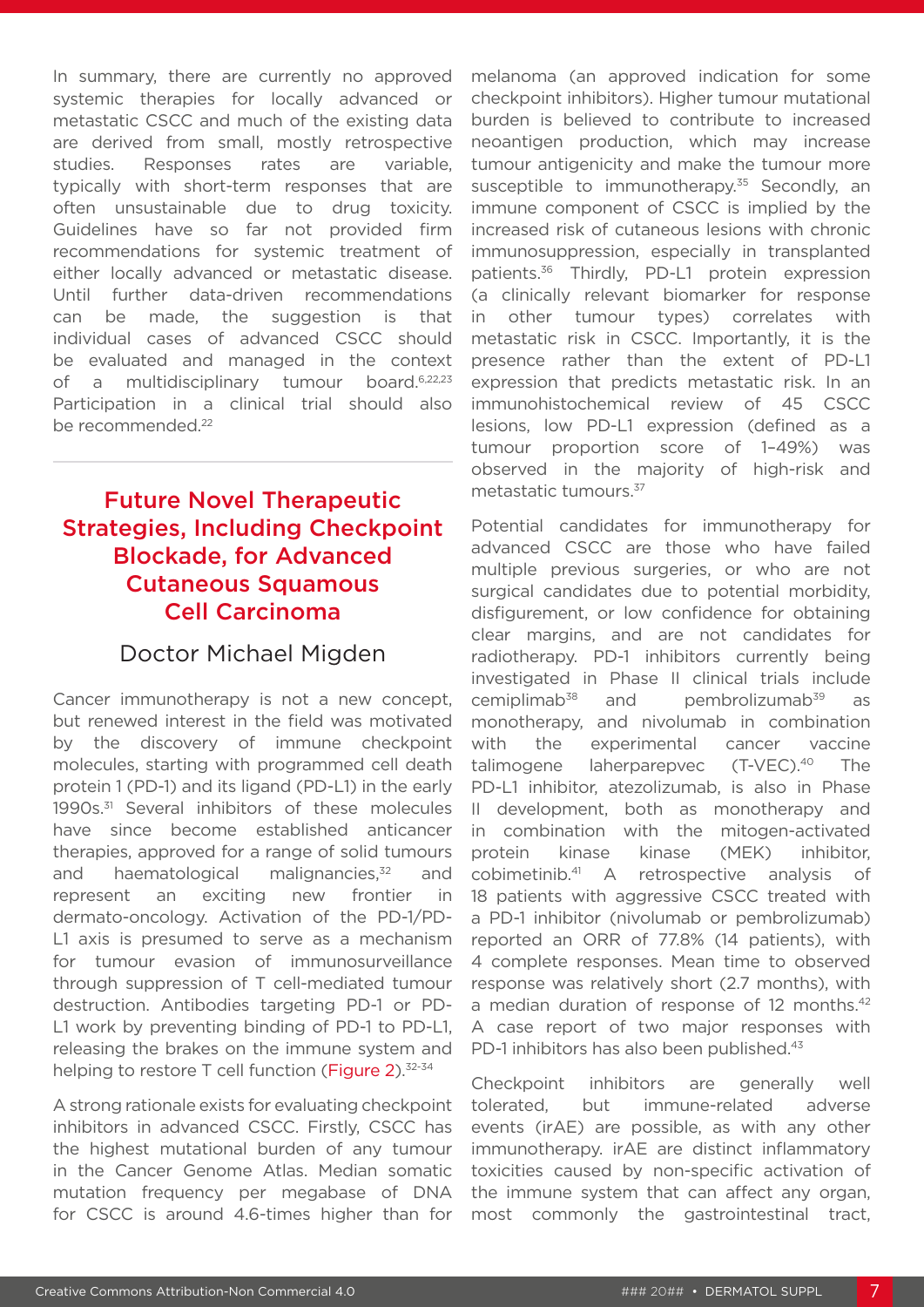In summary, there are currently no approved systemic therapies for locally advanced or metastatic CSCC and much of the existing data are derived from small, mostly retrospective studies. Responses rates are variable, typically with short-term responses that are often unsustainable due to drug toxicity. Guidelines have so far not provided firm recommendations for systemic treatment of either locally advanced or metastatic disease. Until further data-driven recommendations can be made, the suggestion is that individual cases of advanced CSCC should be evaluated and managed in the context of a multidisciplinary tumour board.[6,22,23] Participation in a clinical trial should also be recommended.[22]

## Future Novel Therapeutic Strategies, Including Checkpoint Blockade, for Advanced Cutaneous Squamous Cell Carcinoma

### Doctor Michael Migden

Cancer immunotherapy is not a new concept, but renewed interest in the field was motivated by the discovery of immune checkpoint molecules, starting with programmed cell death protein 1 (PD-1) and its ligand (PD-L1) in the early 1990s.[31] Several inhibitors of these molecules have since become established anticancer therapies, approved for a range of solid tumours and haematological malignancies,[32] and represent an exciting new frontier in dermato-oncology. Activation of the PD-1/PD-L1 axis is presumed to serve as a mechanism for tumour evasion of immunosurveillance through suppression of T cell-mediated tumour destruction. Antibodies targeting PD-1 or PD-L1 work by preventing binding of PD-1 to PD-L1, releasing the brakes on the immune system and helping to restore T cell function (Figure 2).[32-34]

A strong rationale exists for evaluating checkpoint inhibitors in advanced CSCC. Firstly, CSCC has the highest mutational burden of any tumour in the Cancer Genome Atlas. Median somatic mutation frequency per megabase of DNA for CSCC is around 4.6-times higher than for melanoma (an approved indication for some checkpoint inhibitors). Higher tumour mutational burden is believed to contribute to increased neoantigen production, which may increase tumour antigenicity and make the tumour more susceptible to immunotherapy.[35] Secondly, an immune component of CSCC is implied by the increased risk of cutaneous lesions with chronic immunosuppression, especially in transplanted patients.[36] Thirdly, PD-L1 protein expression (a clinically relevant biomarker for response in other tumour types) correlates with metastatic risk in CSCC. Importantly, it is the presence rather than the extent of PD-L1 expression that predicts metastatic risk. In an immunohistochemical review of 45 CSCC lesions, low PD-L1 expression (defined as a tumour proportion score of 1–49%) was observed in the majority of high-risk and metastatic tumours.[37]

Potential candidates for immunotherapy for advanced CSCC are those who have failed multiple previous surgeries, or who are not surgical candidates due to potential morbidity, disfigurement, or low confidence for obtaining clear margins, and are not candidates for radiotherapy. PD-1 inhibitors currently being investigated in Phase II clinical trials include cemiplimab[38] and pembrolizumab[39] as monotherapy, and nivolumab in combination with the experimental cancer vaccine talimogene laherparepvec (T-VEC).[40] The PD-L1 inhibitor, atezolizumab, is also in Phase II development, both as monotherapy and in combination with the mitogen-activated protein kinase kinase (MEK) inhibitor, cobimetinib.[41] A retrospective analysis of 18 patients with aggressive CSCC treated with a PD-1 inhibitor (nivolumab or pembrolizumab) reported an ORR of 77.8% (14 patients), with 4 complete responses. Mean time to observed response was relatively short (2.7 months), with a median duration of response of 12 months.[42] A case report of two major responses with PD-1 inhibitors has also been published.[43]

Checkpoint inhibitors are generally well tolerated, but immune-related adverse events (irAE) are possible, as with any other immunotherapy. irAE are distinct inflammatory toxicities caused by non-specific activation of the immune system that can affect any organ, most commonly the gastrointestinal tract,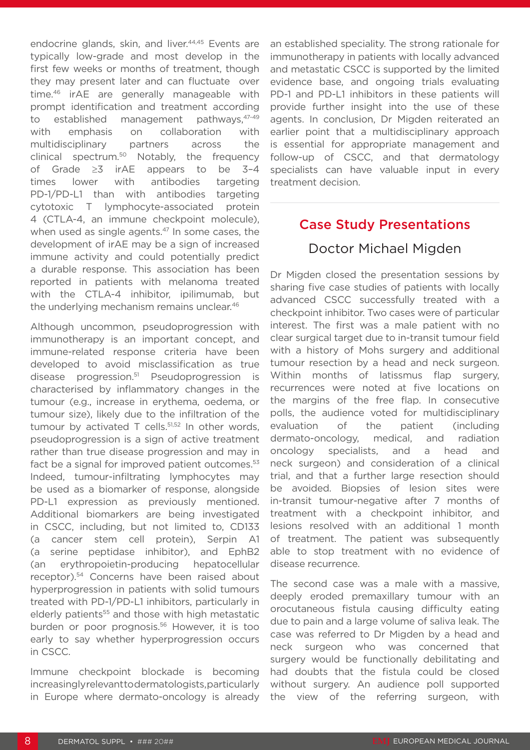endocrine glands, skin, and liver.[44,45] Events are typically low-grade and most develop in the first few weeks or months of treatment, though they may present later and can fluctuate over time.[46] irAE are generally manageable with prompt identification and treatment according to established management pathways,[47-49] with emphasis on collaboration with multidisciplinary partners across the clinical spectrum.[50] Notably, the frequency of Grade ≥3 irAE appears to be 3–4 times lower with antibodies targeting PD-1/PD-L1 than with antibodies targeting cytotoxic T lymphocyte-associated protein 4 (CTLA-4, an immune checkpoint molecule), when used as single agents.[47] In some cases, the development of irAE may be a sign of increased immune activity and could potentially predict a durable response. This association has been reported in patients with melanoma treated with the CTLA-4 inhibitor, ipilimumab, but the underlying mechanism remains unclear.[46]

Although uncommon, pseudoprogression with immunotherapy is an important concept, and immune-related response criteria have been developed to avoid misclassification as true disease progression.[51] Pseudoprogression is characterised by inflammatory changes in the tumour (e.g., increase in erythema, oedema, or tumour size), likely due to the infiltration of the tumour by activated T cells.[51,52] In other words, pseudoprogression is a sign of active treatment rather than true disease progression and may in fact be a signal for improved patient outcomes.[53] Indeed, tumour-infiltrating lymphocytes may be used as a biomarker of response, alongside PD-L1 expression as previously mentioned. Additional biomarkers are being investigated in CSCC, including, but not limited to, CD133 (a cancer stem cell protein), Serpin A1 (a serine peptidase inhibitor), and EphB2 (an erythropoietin-producing hepatocellular receptor).[54] Concerns have been raised about hyperprogression in patients with solid tumours treated with PD-1/PD-L1 inhibitors, particularly in elderly patients[55] and those with high metastatic burden or poor prognosis.[56] However, it is too early to say whether hyperprogression occurs in CSCC.

Immune checkpoint blockade is becoming increasingly relevant to dermatologists, particularly in Europe where dermato-oncology is already an established speciality. The strong rationale for immunotherapy in patients with locally advanced and metastatic CSCC is supported by the limited evidence base, and ongoing trials evaluating PD-1 and PD-L1 inhibitors in these patients will provide further insight into the use of these agents. In conclusion, Dr Migden reiterated an earlier point that a multidisciplinary approach is essential for appropriate management and follow-up of CSCC, and that dermatology specialists can have valuable input in every treatment decision.

## Case Study Presentations

### Doctor Michael Migden

Dr Migden closed the presentation sessions by sharing five case studies of patients with locally advanced CSCC successfully treated with a checkpoint inhibitor. Two cases were of particular interest. The first was a male patient with no clear surgical target due to in-transit tumour field with a history of Mohs surgery and additional tumour resection by a head and neck surgeon. Within months of latissmus flap surgery, recurrences were noted at five locations on the margins of the free flap. In consecutive polls, the audience voted for multidisciplinary evaluation of the patient (including dermato-oncology, medical, and radiation oncology specialists, and a head and neck surgeon) and consideration of a clinical trial, and that a further large resection should be avoided. Biopsies of lesion sites were in-transit tumour-negative after 7 months of treatment with a checkpoint inhibitor, and lesions resolved with an additional 1 month of treatment. The patient was subsequently able to stop treatment with no evidence of disease recurrence.

The second case was a male with a massive, deeply eroded premaxillary tumour with an orocutaneous fistula causing difficulty eating due to pain and a large volume of saliva leak. The case was referred to Dr Migden by a head and neck surgeon who was concerned that surgery would be functionally debilitating and had doubts that the fistula could be closed without surgery. An audience poll supported the view of the referring surgeon, with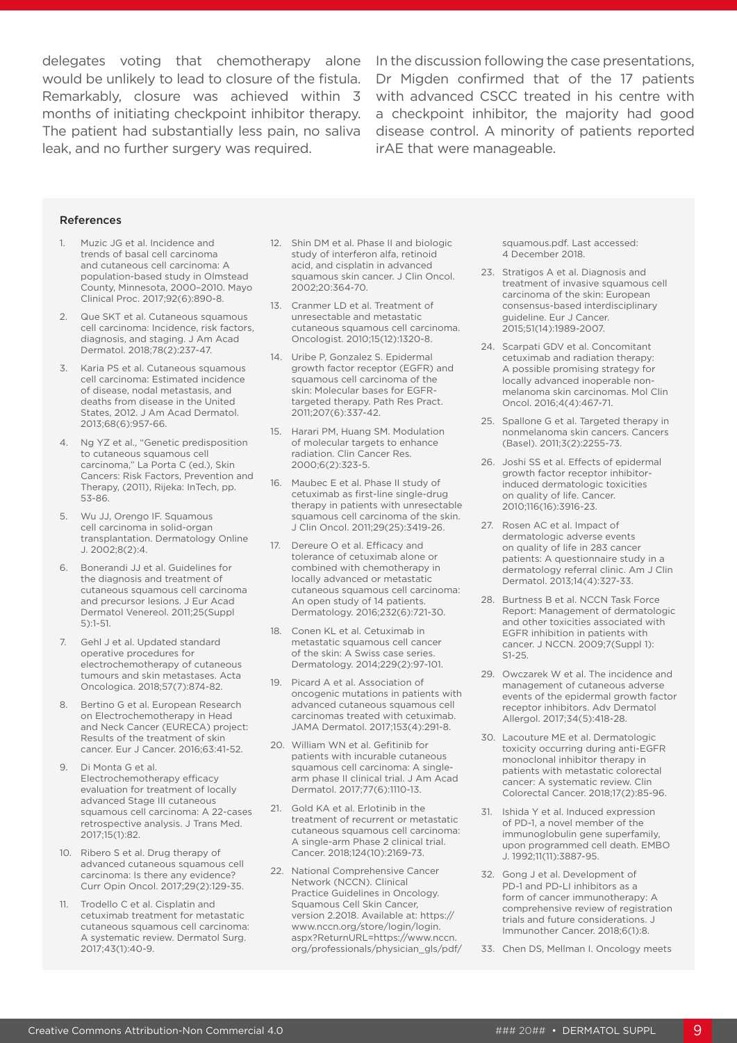delegates voting that chemotherapy alone would be unlikely to lead to closure of the fistula. Remarkably, closure was achieved within 3 months of initiating checkpoint inhibitor therapy. The patient had substantially less pain, no saliva leak, and no further surgery was required.

In the discussion following the case presentations, Dr Migden confirmed that of the 17 patients with advanced CSCC treated in his centre with a checkpoint inhibitor, the majority had good disease control. A minority of patients reported irAE that were manageable.

#### References

1. Muzic JG et al. Incidence and trends of basal cell carcinoma and cutaneous cell carcinoma: A population-based study in Olmstead County, Minnesota, 2000–2010. Mayo Clinical Proc. 2017;92(6):890-8.
2. Que SKT et al. Cutaneous squamous cell carcinoma: Incidence, risk factors, diagnosis, and staging. J Am Acad Dermatol. 2018;78(2):237-47.
3. Karia PS et al. Cutaneous squamous cell carcinoma: Estimated incidence of disease, nodal metastasis, and deaths from disease in the United States, 2012. J Am Acad Dermatol. 2013;68(6):957-66.
4. Ng YZ et al., "Genetic predisposition to cutaneous squamous cell carcinoma," La Porta C (ed.), Skin Cancers: Risk Factors, Prevention and Therapy, (2011), Rijeka: InTech, pp. 53-86.
5. Wu JJ, Orengo IF. Squamous cell carcinoma in solid-organ transplantation. Dermatology Online J. 2002;8(2):4.
6. Bonerandi JJ et al. Guidelines for the diagnosis and treatment of cutaneous squamous cell carcinoma and precursor lesions. J Eur Acad Dermatol Venereol. 2011;25(Suppl 5):1-51.
7. Gehl J et al. Updated standard operative procedures for electrochemotherapy of cutaneous tumours and skin metastases. Acta Oncologica. 2018;57(7):874-82.
8. Bertino G et al. European Research on Electrochemotherapy in Head and Neck Cancer (EURECA) project: Results of the treatment of skin cancer. Eur J Cancer. 2016;63:41-52.
9. Di Monta G et al. Electrochemotherapy efficacy evaluation for treatment of locally advanced Stage III cutaneous squamous cell carcinoma: A 22-cases retrospective analysis. J Trans Med. 2017;15(1):82.
10. Ribero S et al. Drug therapy of advanced cutaneous squamous cell carcinoma: Is there any evidence? Curr Opin Oncol. 2017;29(2):129-35.
11. Trodello C et al. Cisplatin and cetuximab treatment for metastatic cutaneous squamous cell carcinoma: A systematic review. Dermatol Surg. 2017;43(1):40-9.
12. Shin DM et al. Phase II and biologic study of interferon alfa, retinoid acid, and cisplatin in advanced squamous skin cancer. J Clin Oncol. 2002;20:364-70.
13. Cranmer LD et al. Treatment of unresectable and metastatic cutaneous squamous cell carcinoma. Oncologist. 2010;15(12):1320-8.
14. Uribe P, Gonzalez S. Epidermal growth factor receptor (EGFR) and squamous cell carcinoma of the skin: Molecular bases for EGFR-targeted therapy. Path Res Pract. 2011;207(6):337-42.
15. Harari PM, Huang SM. Modulation of molecular targets to enhance radiation. Clin Cancer Res. 2000;6(2):323-5.
16. Maubec E et al. Phase II study of cetuximab as first-line single-drug therapy in patients with unresectable squamous cell carcinoma of the skin. J Clin Oncol. 2011;29(25):3419-26.
17. Dereure O et al. Efficacy and tolerance of cetuximab alone or combined with chemotherapy in locally advanced or metastatic cutaneous squamous cell carcinoma: An open study of 14 patients. Dermatology. 2016;232(6):721-30.
18. Conen KL et al. Cetuximab in metastatic squamous cell cancer of the skin: A Swiss case series. Dermatology. 2014;229(2):97-101.
19. Picard A et al. Association of oncogenic mutations in patients with advanced cutaneous squamous cell carcinomas treated with cetuximab. JAMA Dermatol. 2017;153(4):291-8.
20. William WN et al. Gefitinib for patients with incurable cutaneous squamous cell carcinoma: A single-arm phase II clinical trial. J Am Acad Dermatol. 2017;77(6):1110-13.
21. Gold KA et al. Erlotinib in the treatment of recurrent or metastatic cutaneous squamous cell carcinoma: A single-arm Phase 2 clinical trial. Cancer. 2018;124(10):2169-73.
22. National Comprehensive Cancer Network (NCCN). Clinical Practice Guidelines in Oncology. Squamous Cell Skin Cancer, version 2.2018. Available at: https://www.nccn.org/store/login/login.aspx?ReturnURL=https://www.nccn.org/professionals/physician_gls/pdf/squamous.pdf. Last accessed: 4 December 2018.
23. Stratigos A et al. Diagnosis and treatment of invasive squamous cell carcinoma of the skin: European consensus-based interdisciplinary guideline. Eur J Cancer. 2015;51(14):1989-2007.
24. Scarpati GDV et al. Concomitant cetuximab and radiation therapy: A possible promising strategy for locally advanced inoperable non-melanoma skin carcinomas. Mol Clin Oncol. 2016;4(4):467-71.
25. Spallone G et al. Targeted therapy in nonmelanoma skin cancers. Cancers (Basel). 2011;3(2):2255-73.
26. Joshi SS et al. Effects of epidermal growth factor receptor inhibitor-induced dermatologic toxicities on quality of life. Cancer. 2010;116(16):3916-23.
27. Rosen AC et al. Impact of dermatologic adverse events on quality of life in 283 cancer patients: A questionnaire study in a dermatology referral clinic. Am J Clin Dermatol. 2013;14(4):327-33.
28. Burtness B et al. NCCN Task Force Report: Management of dermatologic and other toxicities associated with EGFR inhibition in patients with cancer. J NCCN. 2009;7(Suppl 1):S1-25.
29. Owczarek W et al. The incidence and management of cutaneous adverse events of the epidermal growth factor receptor inhibitors. Adv Dermatol Allergol. 2017;34(5):418-28.
30. Lacouture ME et al. Dermatologic toxicity occurring during anti-EGFR monoclonal inhibitor therapy in patients with metastatic colorectal cancer: A systematic review. Clin Colorectal Cancer. 2018;17(2):85-96.
31. Ishida Y et al. Induced expression of PD-1, a novel member of the immunoglobulin gene superfamily, upon programmed cell death. EMBO J. 1992;11(11):3887-95.
32. Gong J et al. Development of PD-1 and PD-LI inhibitors as a form of cancer immunotherapy: A comprehensive review of registration trials and future considerations. J Immunother Cancer. 2018;6(1):8.
33. Chen DS, Mellman I. Oncology meets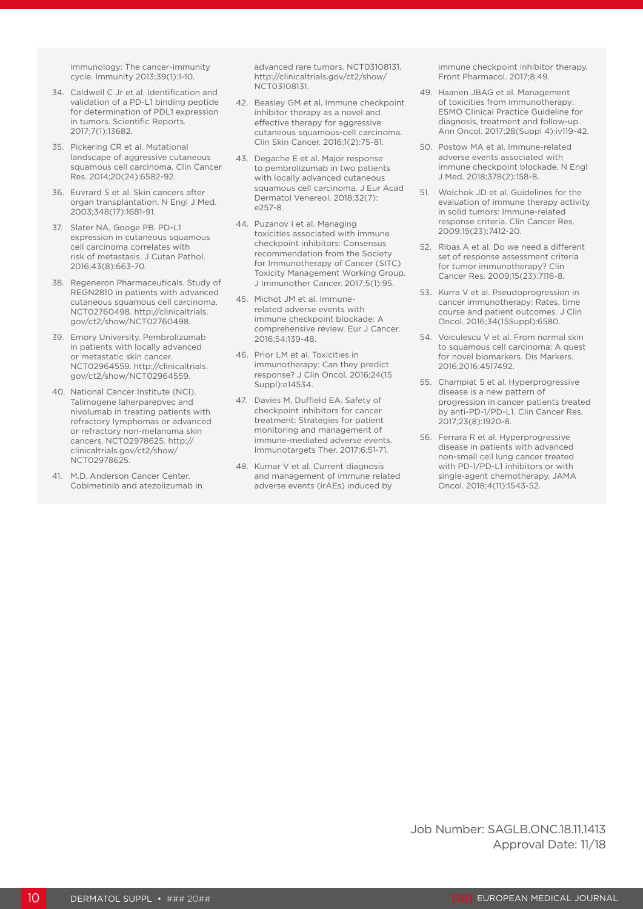immunology: The cancer-immunity cycle. Immunity 2013;39(1):1-10.

34. Caldwell C Jr et al. Identification and validation of a PD-L1 binding peptide for determination of PDL1 expression in tumors. Scientific Reports. 2017;7(1):13682.
35. Pickering CR et al. Mutational landscape of aggressive cutaneous squamous cell carcinoma. Clin Cancer Res. 2014;20(24):6582-92.
36. Euvrard S et al. Skin cancers after organ transplantation. N Engl J Med. 2003;348(17):1681-91.
37. Slater NA, Googe PB. PD-L1 expression in cutaneous squamous cell carcinoma correlates with risk of metastasis. J Cutan Pathol. 2016;43(8):663-70.
38. Regeneron Pharmaceuticals. Study of REGN2810 in patients with advanced cutaneous squamous cell carcinoma. NCT02760498. http://clinicaltrials.gov/ct2/show/NCT02760498.
39. Emory University. Pembrolizumab in patients with locally advanced or metastatic skin cancer. NCT02964559. http://clinicaltrials.gov/ct2/show/NCT02964559.
40. National Cancer Institute (NCI). Talimogene laherparepvec and nivolumab in treating patients with refractory lymphomas or advanced or refractory non-melanoma skin cancers. NCT02978625. http://clinicaltrials.gov/ct2/show/NCT02978625.
41. M.D. Anderson Cancer Center. Cobimetinib and atezolizumab in advanced rare tumors. NCT03108131. http://clinicaltrials.gov/ct2/show/NCT03108131.
42. Beasley GM et al. Immune checkpoint inhibitor therapy as a novel and effective therapy for aggressive cutaneous squamous-cell carcinoma. Clin Skin Cancer. 2016;1(2):75-81.
43. Degache E et al. Major response to pembrolizumab in two patients with locally advanced cutaneous squamous cell carcinoma. J Eur Acad Dermatol Venereol. 2018;32(7):e257-8.
44. Puzanov I et al. Managing toxicities associated with immune checkpoint inhibitors: Consensus recommendation from the Society for Immunotherapy of Cancer (SITC) Toxicity Management Working Group. J Immunother Cancer. 2017;5(1):95.
45. Michot JM et al. Immune-related adverse events with immune checkpoint blockade: A comprehensive review. Eur J Cancer. 2016;54:139-48.
46. Prior LM et al. Toxicities in immunotherapy: Can they predict response? J Clin Oncol. 2016;24(15 Suppl):e14534.
47. Davies M, Duffield EA. Safety of checkpoint inhibitors for cancer treatment: Strategies for patient monitoring and management of immune-mediated adverse events. Immunotargets Ther. 2017;6:51-71.
48. Kumar V et al. Current diagnosis and management of immune related adverse events (irAEs) induced by immune checkpoint inhibitor therapy. Front Pharmacol. 2017;8:49.
49. Haanen JBAG et al. Management of toxicities from immunotherapy: ESMO Clinical Practice Guideline for diagnosis, treatment and follow-up. Ann Oncol. 2017;28(Suppl 4):iv119-42.
50. Postow MA et al. Immune-related adverse events associated with immune checkpoint blockade. N Engl J Med. 2018;378(2):158-8.
51. Wolchok JD et al. Guidelines for the evaluation of immune therapy activity in solid tumors: Immune-related response criteria. Clin Cancer Res. 2009;15(23):7412-20.
52. Ribas A et al. Do we need a different set of response assessment criteria for tumor immunotherapy? Clin Cancer Res. 2009;15(23):7116-8.
53. Kurra V et al. Pseudoprogression in cancer immunotherapy: Rates, time course and patient outcomes. J Clin Oncol. 2016;34(15Suppl):6580.
54. Voiculescu V et al. From normal skin to squamous cell carcinoma: A quest for novel biomarkers. Dis Markers. 2016;2016:4517492.
55. Champiat S et al. Hyperprogressive disease is a new pattern of progression in cancer patients treated by anti-PD-1/PD-L1. Clin Cancer Res. 2017;23(8):1920-8.
56. Ferrara R et al. Hyperprogressive disease in patients with advanced non-small cell lung cancer treated with PD-1/PD-L1 inhibitors or with single-agent chemotherapy. JAMA Oncol. 2018;4(11):1543-52.

Job Number: SAGLB.ONC.18.11.1413
Approval Date: 11/18